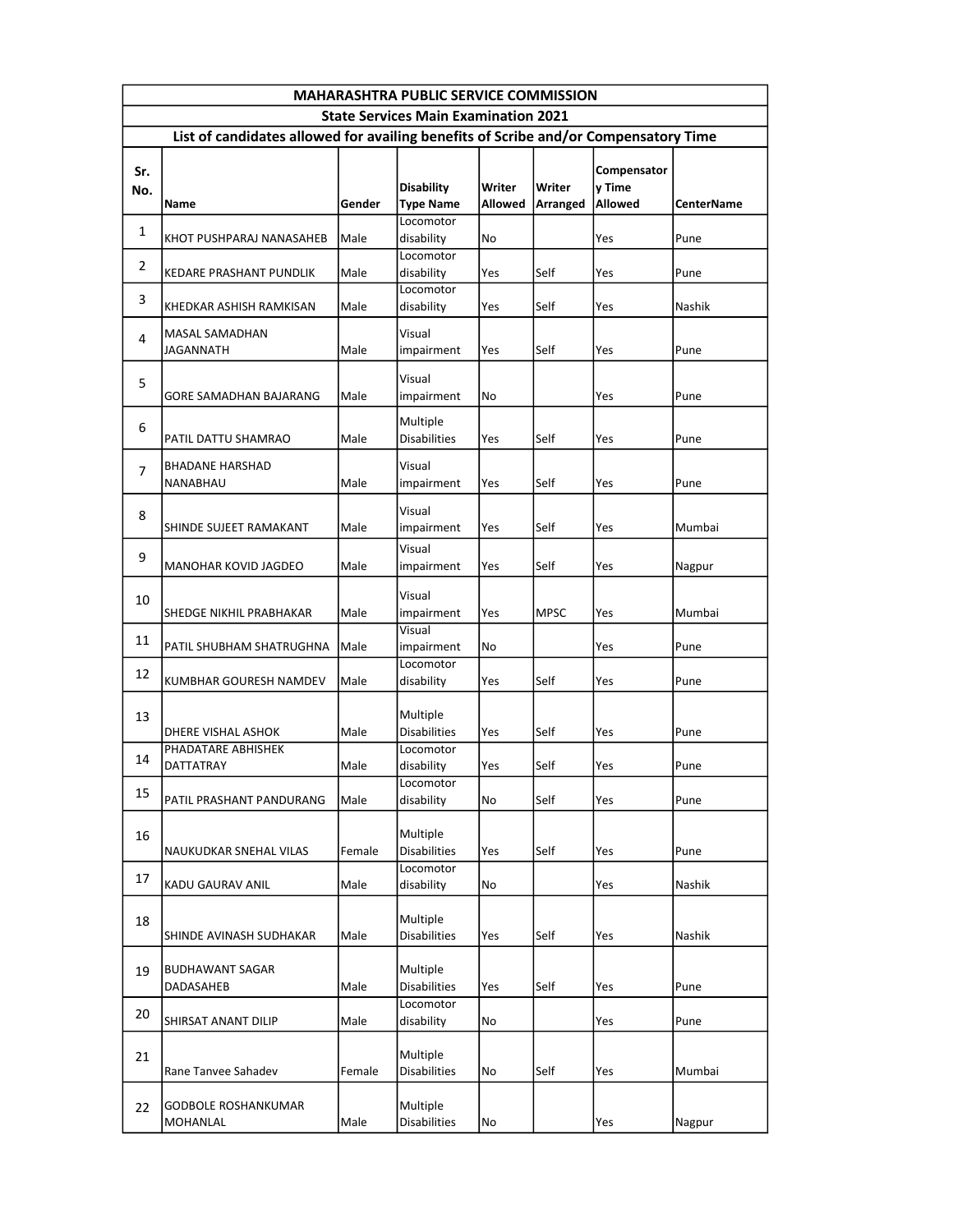# MAHARASHTRA PUBLIC SERVICE COMMISSION

## State Services Main Examination 2021

### List of candidates allowed for availing benefits of Scribe and/or Compensatory Time

| Sr. No. | Name | Gender | Disability Type Name | Writer Allowed | Writer Arranged | Compensatory Time Allowed | CenterName |
|---|---|---|---|---|---|---|---|
| 1 | KHOT PUSHPARAJ NANASAHEB | Male | Locomotor disability | No | | Yes | Pune |
| 2 | KEDARE PRASHANT PUNDLIK | Male | Locomotor disability | Yes | Self | Yes | Pune |
| 3 | KHEDKAR ASHISH RAMKISAN | Male | Locomotor disability | Yes | Self | Yes | Nashik |
| 4 | MASAL SAMADHAN JAGANNATH | Male | Visual impairment | Yes | Self | Yes | Pune |
| 5 | GORE SAMADHAN BAJARANG | Male | Visual impairment | No | | Yes | Pune |
| 6 | PATIL DATTU SHAMRAO | Male | Multiple Disabilities | Yes | Self | Yes | Pune |
| 7 | BHADANE HARSHAD NANABHAU | Male | Visual impairment | Yes | Self | Yes | Pune |
| 8 | SHINDE SUJEET RAMAKANT | Male | Visual impairment | Yes | Self | Yes | Mumbai |
| 9 | MANOHAR KOVID JAGDEO | Male | Visual impairment | Yes | Self | Yes | Nagpur |
| 10 | SHEDGE NIKHIL PRABHAKAR | Male | Visual impairment | Yes | MPSC | Yes | Mumbai |
| 11 | PATIL SHUBHAM SHATRUGHNA | Male | Visual impairment | No | | Yes | Pune |
| 12 | KUMBHAR GOURESH NAMDEV | Male | Locomotor disability | Yes | Self | Yes | Pune |
| 13 | DHERE VISHAL ASHOK | Male | Multiple Disabilities | Yes | Self | Yes | Pune |
| 14 | PHADATARE ABHISHEK DATTATRAY | Male | Locomotor disability | Yes | Self | Yes | Pune |
| 15 | PATIL PRASHANT PANDURANG | Male | Locomotor disability | No | Self | Yes | Pune |
| 16 | NAUKUDKAR SNEHAL VILAS | Female | Multiple Disabilities | Yes | Self | Yes | Pune |
| 17 | KADU GAURAV ANIL | Male | Locomotor disability | No | | Yes | Nashik |
| 18 | SHINDE AVINASH SUDHAKAR | Male | Multiple Disabilities | Yes | Self | Yes | Nashik |
| 19 | BUDHAWANT SAGAR DADASAHEB | Male | Multiple Disabilities | Yes | Self | Yes | Pune |
| 20 | SHIRSAT ANANT DILIP | Male | Locomotor disability | No | | Yes | Pune |
| 21 | Rane Tanvee Sahadev | Female | Multiple Disabilities | No | Self | Yes | Mumbai |
| 22 | GODBOLE ROSHANKUMAR MOHANLAL | Male | Multiple Disabilities | No | | Yes | Nagpur |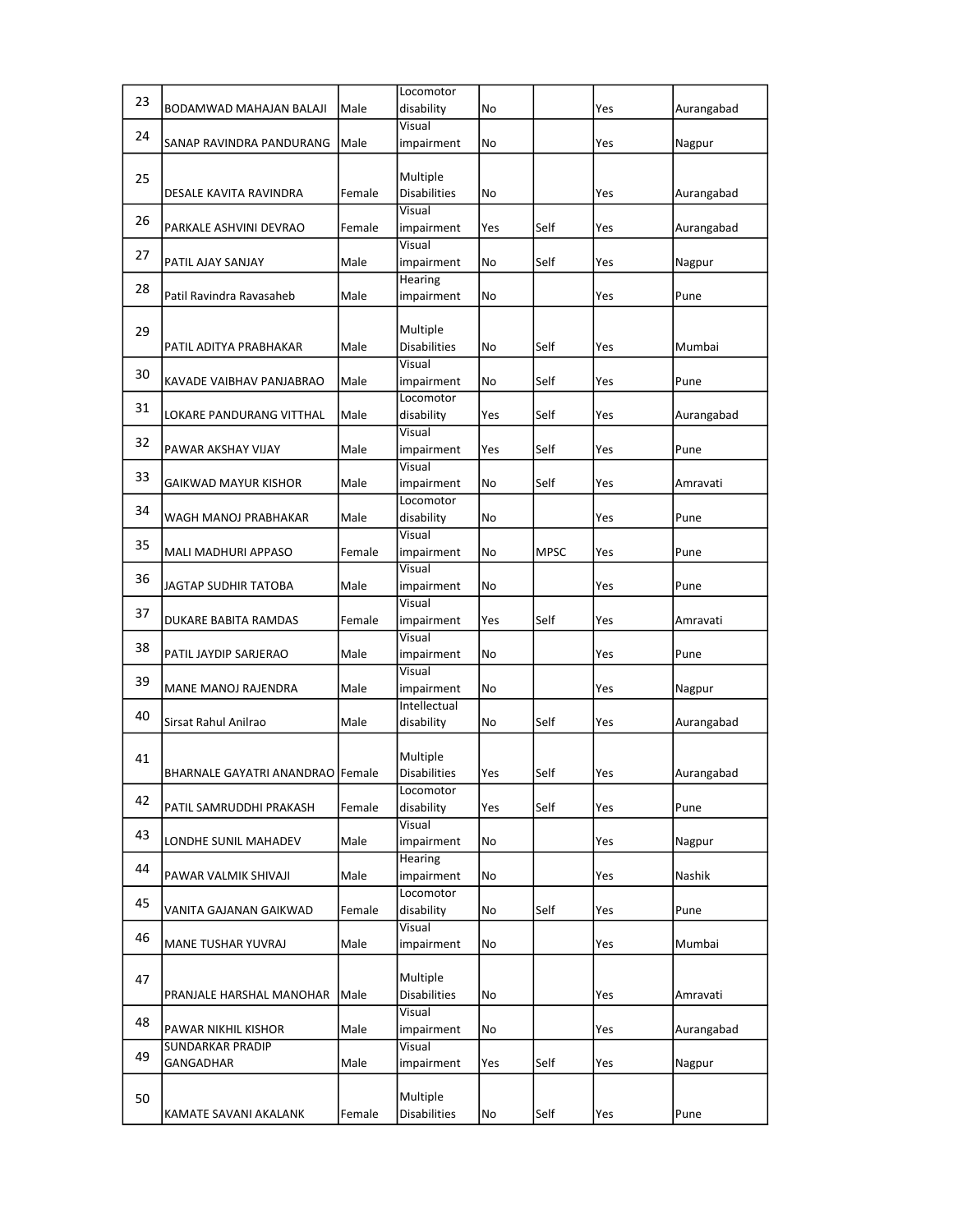| 23 | BODAMWAD MAHAJAN BALAJI | Male | Locomotor disability | No | | Yes | Aurangabad |
|---|---|---|---|---|---|---|---|
| 24 | SANAP RAVINDRA PANDURANG | Male | Visual impairment | No | | Yes | Nagpur |
| 25 | DESALE KAVITA RAVINDRA | Female | Multiple Disabilities | No | | Yes | Aurangabad |
| 26 | PARKALE ASHVINI DEVRAO | Female | Visual impairment | Yes | Self | Yes | Aurangabad |
| 27 | PATIL AJAY SANJAY | Male | Visual impairment | No | Self | Yes | Nagpur |
| 28 | Patil Ravindra Ravasaheb | Male | Hearing impairment | No | | Yes | Pune |
| 29 | PATIL ADITYA PRABHAKAR | Male | Multiple Disabilities | No | Self | Yes | Mumbai |
| 30 | KAVADE VAIBHAV PANJABRAO | Male | Visual impairment | No | Self | Yes | Pune |
| 31 | LOKARE PANDURANG VITTHAL | Male | Locomotor disability | Yes | Self | Yes | Aurangabad |
| 32 | PAWAR AKSHAY VIJAY | Male | Visual impairment | Yes | Self | Yes | Pune |
| 33 | GAIKWAD MAYUR KISHOR | Male | Visual impairment | No | Self | Yes | Amravati |
| 34 | WAGH MANOJ PRABHAKAR | Male | Locomotor disability | No | | Yes | Pune |
| 35 | MALI MADHURI APPASO | Female | Visual impairment | No | MPSC | Yes | Pune |
| 36 | JAGTAP SUDHIR TATOBA | Male | Visual impairment | No | | Yes | Pune |
| 37 | DUKARE BABITA RAMDAS | Female | Visual impairment | Yes | Self | Yes | Amravati |
| 38 | PATIL JAYDIP SARJERAO | Male | Visual impairment | No | | Yes | Pune |
| 39 | MANE MANOJ RAJENDRA | Male | Visual impairment | No | | Yes | Nagpur |
| 40 | Sirsat Rahul Anilrao | Male | Intellectual disability | No | Self | Yes | Aurangabad |
| 41 | BHARNALE GAYATRI ANANDRAO | Female | Multiple Disabilities | Yes | Self | Yes | Aurangabad |
| 42 | PATIL SAMRUDDHI PRAKASH | Female | Locomotor disability | Yes | Self | Yes | Pune |
| 43 | LONDHE SUNIL MAHADEV | Male | Visual impairment | No | | Yes | Nagpur |
| 44 | PAWAR VALMIK SHIVAJI | Male | Hearing impairment | No | | Yes | Nashik |
| 45 | VANITA GAJANAN GAIKWAD | Female | Locomotor disability | No | Self | Yes | Pune |
| 46 | MANE TUSHAR YUVRAJ | Male | Visual impairment | No | | Yes | Mumbai |
| 47 | PRANJALE HARSHAL MANOHAR | Male | Multiple Disabilities | No | | Yes | Amravati |
| 48 | PAWAR NIKHIL KISHOR | Male | Visual impairment | No | | Yes | Aurangabad |
| 49 | SUNDARKAR PRADIP GANGADHAR | Male | Visual impairment | Yes | Self | Yes | Nagpur |
| 50 | KAMATE SAVANI AKALANK | Female | Multiple Disabilities | No | Self | Yes | Pune |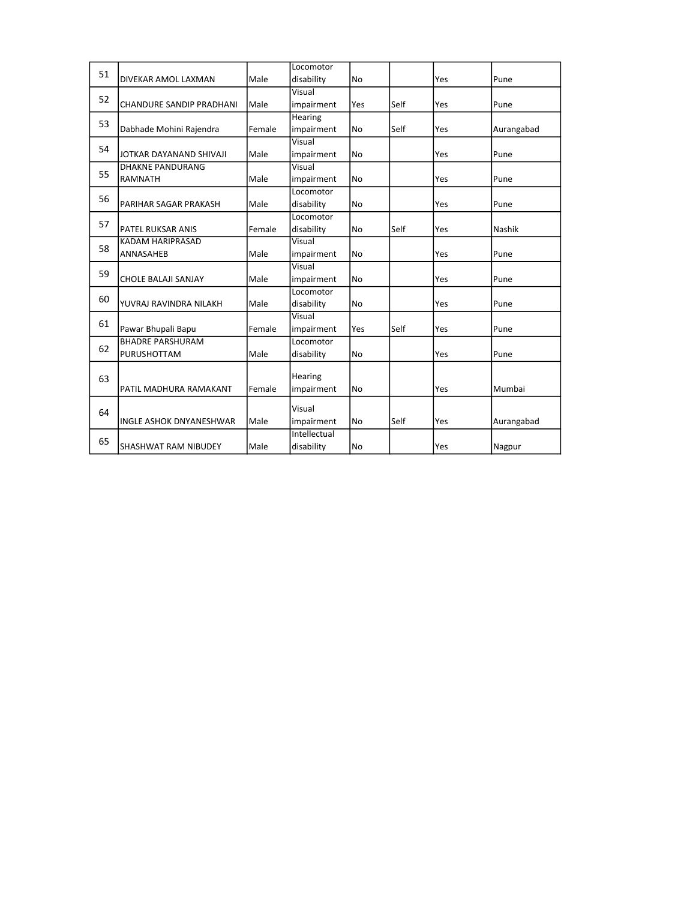| | | | | | | | |
|---|---|---|---|---|---|---|---|
| 51 | DIVEKAR AMOL LAXMAN | Male | Locomotor disability | No | | Yes | Pune |
| 52 | CHANDURE SANDIP PRADHANI | Male | Visual impairment | Yes | Self | Yes | Pune |
| 53 | Dabhade Mohini Rajendra | Female | Hearing impairment | No | Self | Yes | Aurangabad |
| 54 | JOTKAR DAYANAND SHIVAJI | Male | Visual impairment | No | | Yes | Pune |
| 55 | DHAKNE PANDURANG RAMNATH | Male | Visual impairment | No | | Yes | Pune |
| 56 | PARIHAR SAGAR PRAKASH | Male | Locomotor disability | No | | Yes | Pune |
| 57 | PATEL RUKSAR ANIS | Female | Locomotor disability | No | Self | Yes | Nashik |
| 58 | KADAM HARIPRASAD ANNASAHEB | Male | Visual impairment | No | | Yes | Pune |
| 59 | CHOLE BALAJI SANJAY | Male | Visual impairment | No | | Yes | Pune |
| 60 | YUVRAJ RAVINDRA NILAKH | Male | Locomotor disability | No | | Yes | Pune |
| 61 | Pawar Bhupali Bapu | Female | Visual impairment | Yes | Self | Yes | Pune |
| 62 | BHADRE PARSHURAM PURUSHOTTAM | Male | Locomotor disability | No | | Yes | Pune |
| 63 | PATIL MADHURA RAMAKANT | Female | Hearing impairment | No | | Yes | Mumbai |
| 64 | INGLE ASHOK DNYANESHWAR | Male | Visual impairment | No | Self | Yes | Aurangabad |
| 65 | SHASHWAT RAM NIBUDEY | Male | Intellectual disability | No | | Yes | Nagpur |